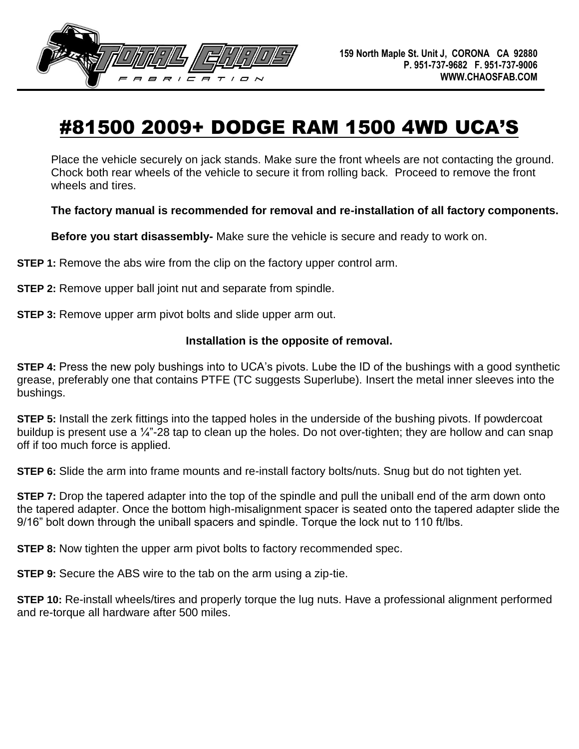159 North Maple St. Unit J, CORONA CA 92880
P. 951-737-9682 F. 951-737-9006
WWW.CHAOSFAB.COM

# #81500 2009+ DODGE RAM 1500 4WD UCA'S

Place the vehicle securely on jack stands. Make sure the front wheels are not contacting the ground. Chock both rear wheels of the vehicle to secure it from rolling back. Proceed to remove the front wheels and tires.

**The factory manual is recommended for removal and re-installation of all factory components.**

**Before you start disassembly-** Make sure the vehicle is secure and ready to work on.

**STEP 1:** Remove the abs wire from the clip on the factory upper control arm.

**STEP 2:** Remove upper ball joint nut and separate from spindle.

**STEP 3:** Remove upper arm pivot bolts and slide upper arm out.

**Installation is the opposite of removal.**

**STEP 4:** Press the new poly bushings into to UCA's pivots. Lube the ID of the bushings with a good synthetic grease, preferably one that contains PTFE (TC suggests Superlube). Insert the metal inner sleeves into the bushings.

**STEP 5:** Install the zerk fittings into the tapped holes in the underside of the bushing pivots. If powdercoat buildup is present use a ¼"-28 tap to clean up the holes. Do not over-tighten; they are hollow and can snap off if too much force is applied.

**STEP 6:** Slide the arm into frame mounts and re-install factory bolts/nuts. Snug but do not tighten yet.

**STEP 7:** Drop the tapered adapter into the top of the spindle and pull the uniball end of the arm down onto the tapered adapter. Once the bottom high-misalignment spacer is seated onto the tapered adapter slide the 9/16" bolt down through the uniball spacers and spindle. Torque the lock nut to 110 ft/lbs.

**STEP 8:** Now tighten the upper arm pivot bolts to factory recommended spec.

**STEP 9:** Secure the ABS wire to the tab on the arm using a zip-tie.

**STEP 10:** Re-install wheels/tires and properly torque the lug nuts. Have a professional alignment performed and re-torque all hardware after 500 miles.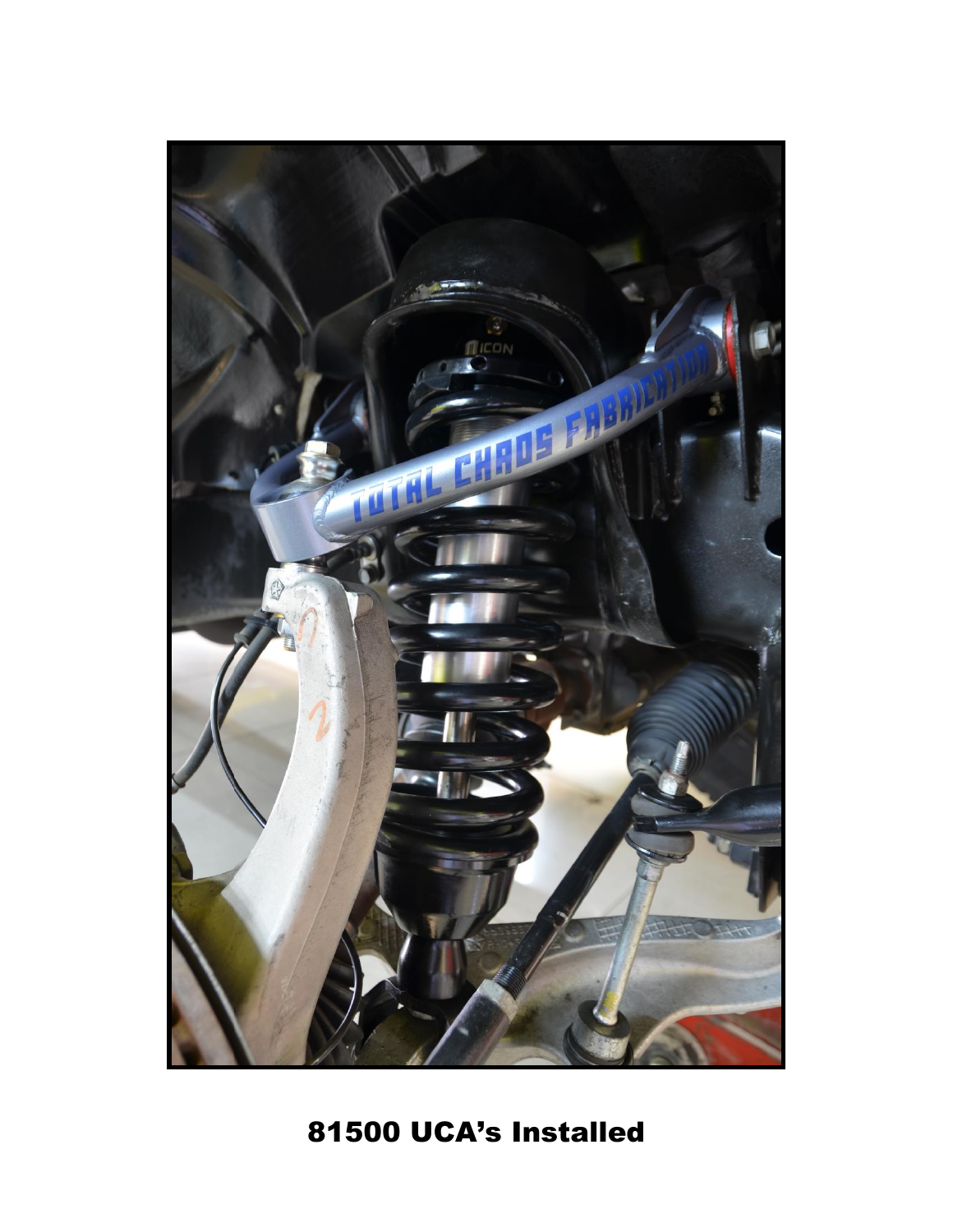81500 UCA's Installed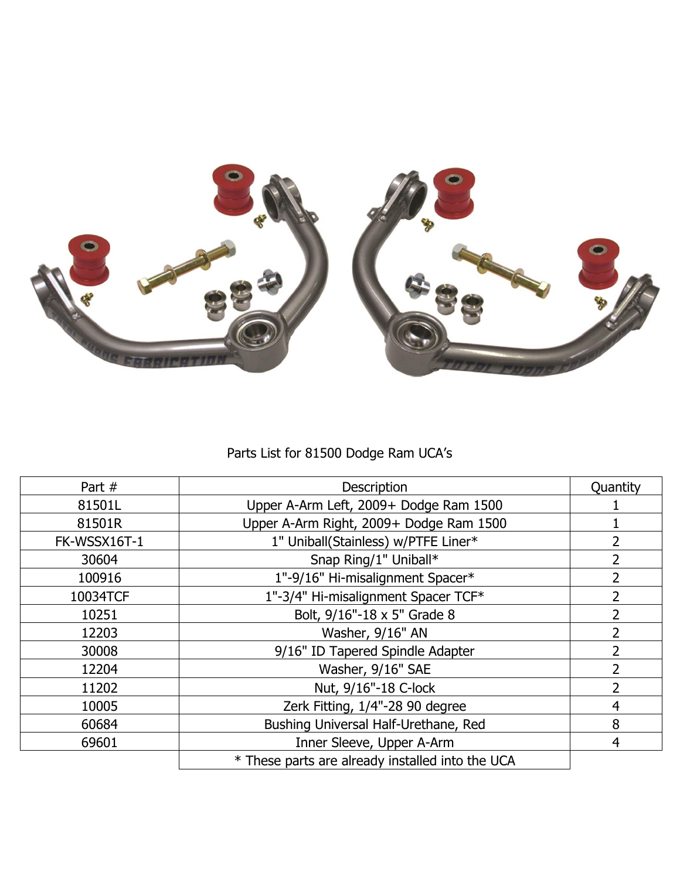Parts List for 81500 Dodge Ram UCA's

| Part # | Description | Quantity |
| --- | --- | --- |
| 81501L | Upper A-Arm Left, 2009+ Dodge Ram 1500 | 1 |
| 81501R | Upper A-Arm Right, 2009+ Dodge Ram 1500 | 1 |
| FK-WSSX16T-1 | 1" Uniball(Stainless) w/PTFE Liner* | 2 |
| 30604 | Snap Ring/1" Uniball* | 2 |
| 100916 | 1"-9/16" Hi-misalignment Spacer* | 2 |
| 10034TCF | 1"-3/4" Hi-misalignment Spacer TCF* | 2 |
| 10251 | Bolt, 9/16"-18 x 5" Grade 8 | 2 |
| 12203 | Washer, 9/16" AN | 2 |
| 30008 | 9/16" ID Tapered Spindle Adapter | 2 |
| 12204 | Washer, 9/16" SAE | 2 |
| 11202 | Nut, 9/16"-18 C-lock | 2 |
| 10005 | Zerk Fitting, 1/4"-28 90 degree | 4 |
| 60684 | Bushing Universal Half-Urethane, Red | 8 |
| 69601 | Inner Sleeve, Upper A-Arm | 4 |
| | * These parts are already installed into the UCA | |